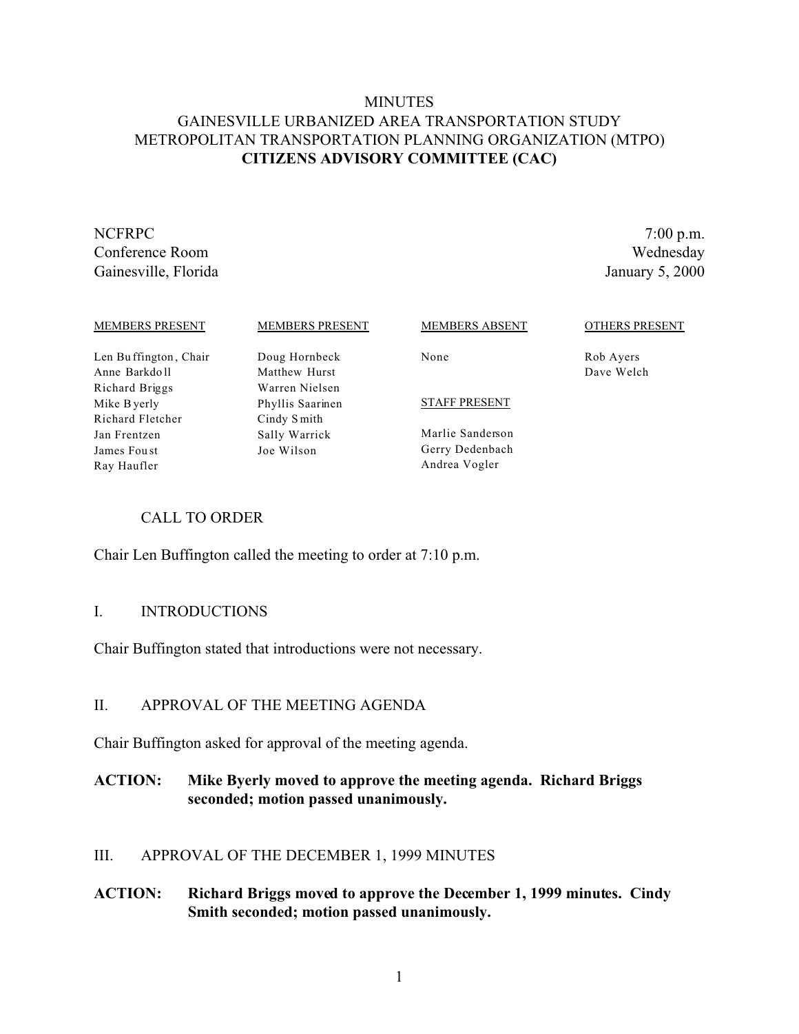# MINUTES
# GAINESVILLE URBANIZED AREA TRANSPORTATION STUDY
# METROPOLITAN TRANSPORTATION PLANNING ORGANIZATION (MTPO)
# **CITIZENS ADVISORY COMMITTEE (CAC)**

NCFRPC
Conference Room
Gainesville, Florida

7:00 p.m.
Wednesday
January 5, 2000

| MEMBERS PRESENT | MEMBERS PRESENT | MEMBERS ABSENT | OTHERS PRESENT |
|---|---|---|---|
| Len Buffington, Chair | Doug Hornbeck | None | Rob Ayers |
| Anne Barkdoll | Matthew Hurst | | Dave Welch |
| Richard Briggs | Warren Nielsen | | |
| Mike Byerly | Phyllis Saarinen | STAFF PRESENT | |
| Richard Fletcher | Cindy Smith | | |
| Jan Frentzen | Sally Warrick | Marlie Sanderson | |
| James Foust | Joe Wilson | Gerry Dedenbach | |
| Ray Haufler | | Andrea Vogler | |

## CALL TO ORDER

Chair Len Buffington called the meeting to order at 7:10 p.m.

## I. INTRODUCTIONS

Chair Buffington stated that introductions were not necessary.

## II. APPROVAL OF THE MEETING AGENDA

Chair Buffington asked for approval of the meeting agenda.

**ACTION: Mike Byerly moved to approve the meeting agenda. Richard Briggs seconded; motion passed unanimously.**

## III. APPROVAL OF THE DECEMBER 1, 1999 MINUTES

**ACTION: Richard Briggs moved to approve the December 1, 1999 minutes. Cindy Smith seconded; motion passed unanimously.**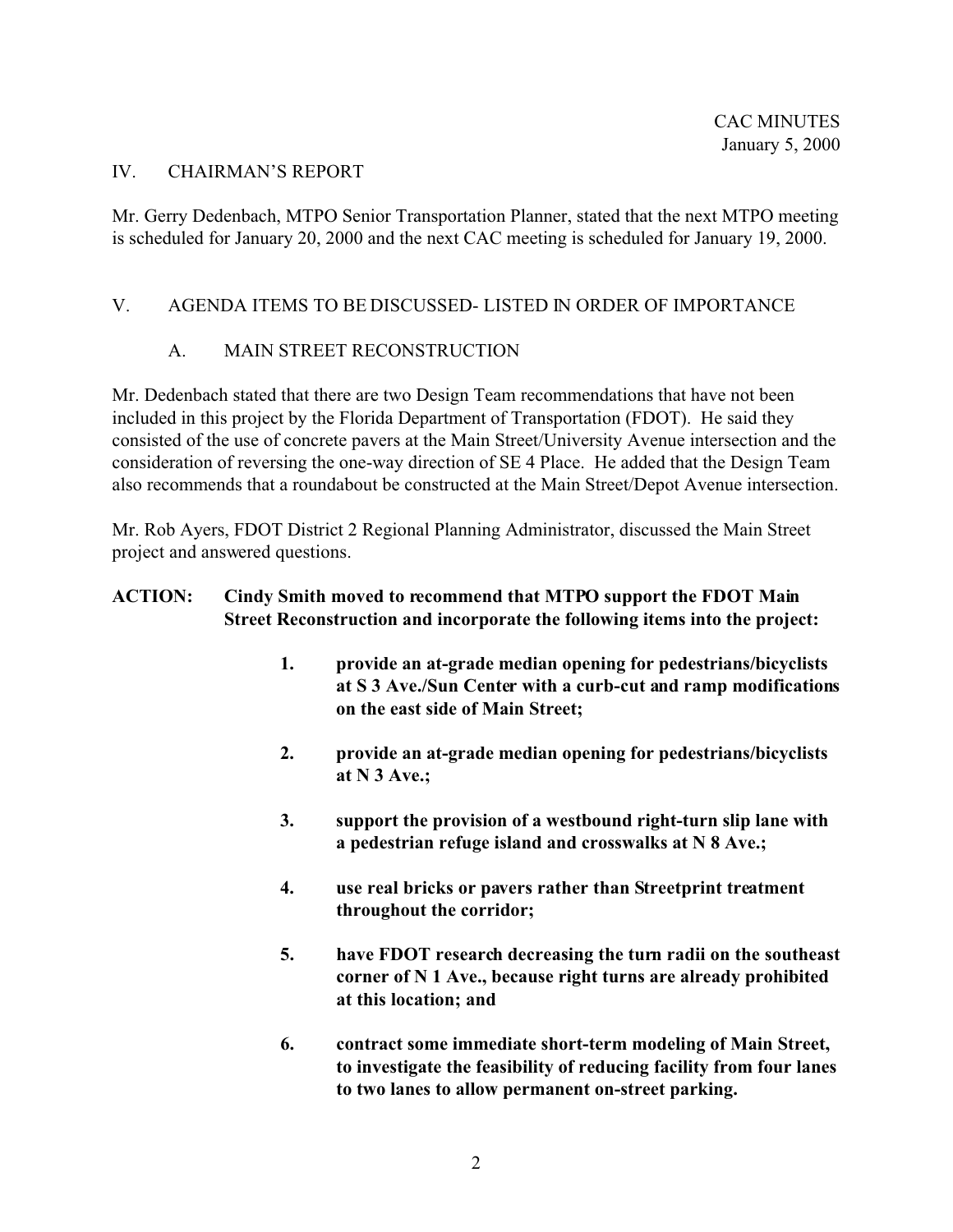## IV. CHAIRMAN'S REPORT

Mr. Gerry Dedenbach, MTPO Senior Transportation Planner, stated that the next MTPO meeting is scheduled for January 20, 2000 and the next CAC meeting is scheduled for January 19, 2000.

## V. AGENDA ITEMS TO BE DISCUSSED- LISTED IN ORDER OF IMPORTANCE

### A. MAIN STREET RECONSTRUCTION

Mr. Dedenbach stated that there are two Design Team recommendations that have not been included in this project by the Florida Department of Transportation (FDOT). He said they consisted of the use of concrete pavers at the Main Street/University Avenue intersection and the consideration of reversing the one-way direction of SE 4 Place. He added that the Design Team also recommends that a roundabout be constructed at the Main Street/Depot Avenue intersection.

Mr. Rob Ayers, FDOT District 2 Regional Planning Administrator, discussed the Main Street project and answered questions.

**ACTION: Cindy Smith moved to recommend that MTPO support the FDOT Main Street Reconstruction and incorporate the following items into the project:**

1. **provide an at-grade median opening for pedestrians/bicyclists at S 3 Ave./Sun Center with a curb-cut and ramp modifications on the east side of Main Street;**

2. **provide an at-grade median opening for pedestrians/bicyclists at N 3 Ave.;**

3. **support the provision of a westbound right-turn slip lane with a pedestrian refuge island and crosswalks at N 8 Ave.;**

4. **use real bricks or pavers rather than Streetprint treatment throughout the corridor;**

5. **have FDOT research decreasing the turn radii on the southeast corner of N 1 Ave., because right turns are already prohibited at this location; and**

6. **contract some immediate short-term modeling of Main Street, to investigate the feasibility of reducing facility from four lanes to two lanes to allow permanent on-street parking.**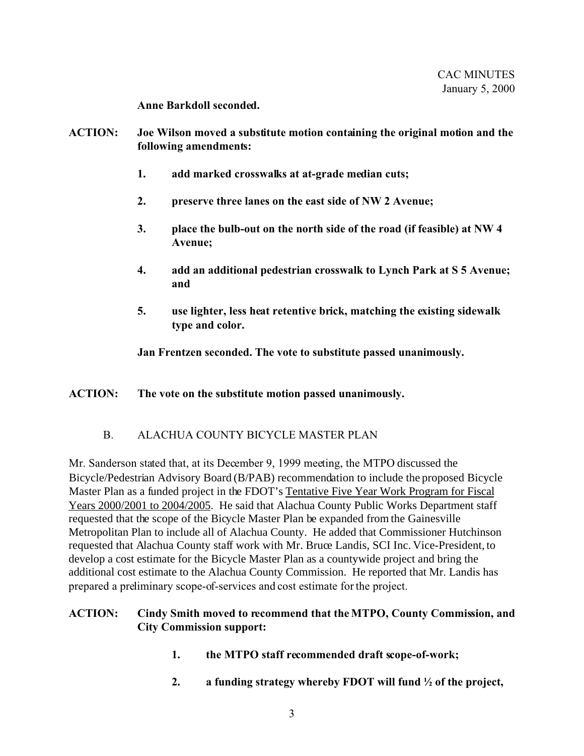**Anne Barkdoll seconded.**

**ACTION:** **Joe Wilson moved a substitute motion containing the original motion and the following amendments:**

1. **add marked crosswalks at at-grade median cuts;**
2. **preserve three lanes on the east side of NW 2 Avenue;**
3. **place the bulb-out on the north side of the road (if feasible) at NW 4 Avenue;**
4. **add an additional pedestrian crosswalk to Lynch Park at S 5 Avenue; and**
5. **use lighter, less heat retentive brick, matching the existing sidewalk type and color.**

**Jan Frentzen seconded. The vote to substitute passed unanimously.**

**ACTION:** **The vote on the substitute motion passed unanimously.**

B. ALACHUA COUNTY BICYCLE MASTER PLAN

Mr. Sanderson stated that, at its December 9, 1999 meeting, the MTPO discussed the Bicycle/Pedestrian Advisory Board (B/PAB) recommendation to include the proposed Bicycle Master Plan as a funded project in the FDOT's <u>Tentative Five Year Work Program for Fiscal Years 2000/2001 to 2004/2005</u>. He said that Alachua County Public Works Department staff requested that the scope of the Bicycle Master Plan be expanded from the Gainesville Metropolitan Plan to include all of Alachua County. He added that Commissioner Hutchinson requested that Alachua County staff work with Mr. Bruce Landis, SCI Inc. Vice-President, to develop a cost estimate for the Bicycle Master Plan as a countywide project and bring the additional cost estimate to the Alachua County Commission. He reported that Mr. Landis has prepared a preliminary scope-of-services and cost estimate for the project.

**ACTION:** **Cindy Smith moved to recommend that the MTPO, County Commission, and City Commission support:**

1. **the MTPO staff recommended draft scope-of-work;**
2. **a funding strategy whereby FDOT will fund ½ of the project,**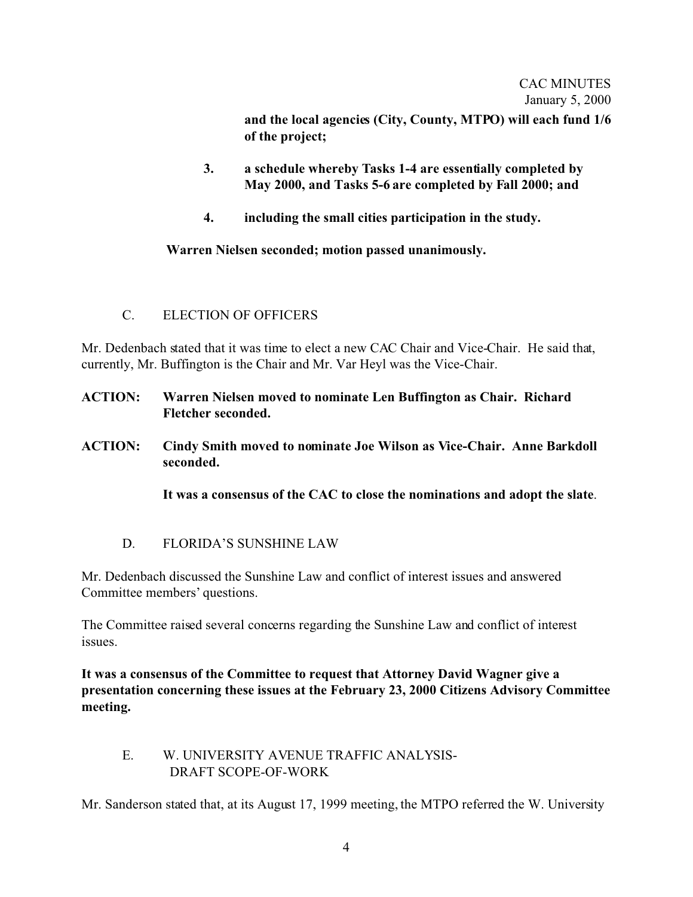**and the local agencies (City, County, MTPO) will each fund 1/6 of the project;**

3. **a schedule whereby Tasks 1-4 are essentially completed by May 2000, and Tasks 5-6 are completed by Fall 2000; and**

4. **including the small cities participation in the study.**

**Warren Nielsen seconded; motion passed unanimously.**

## C. ELECTION OF OFFICERS

Mr. Dedenbach stated that it was time to elect a new CAC Chair and Vice-Chair. He said that, currently, Mr. Buffington is the Chair and Mr. Var Heyl was the Vice-Chair.

**ACTION: Warren Nielsen moved to nominate Len Buffington as Chair. Richard Fletcher seconded.**

**ACTION: Cindy Smith moved to nominate Joe Wilson as Vice-Chair. Anne Barkdoll seconded.**

**It was a consensus of the CAC to close the nominations and adopt the slate**.

## D. FLORIDA'S SUNSHINE LAW

Mr. Dedenbach discussed the Sunshine Law and conflict of interest issues and answered Committee members' questions.

The Committee raised several concerns regarding the Sunshine Law and conflict of interest issues.

**It was a consensus of the Committee to request that Attorney David Wagner give a presentation concerning these issues at the February 23, 2000 Citizens Advisory Committee meeting.**

## E. W. UNIVERSITY AVENUE TRAFFIC ANALYSIS- DRAFT SCOPE-OF-WORK

Mr. Sanderson stated that, at its August 17, 1999 meeting, the MTPO referred the W. University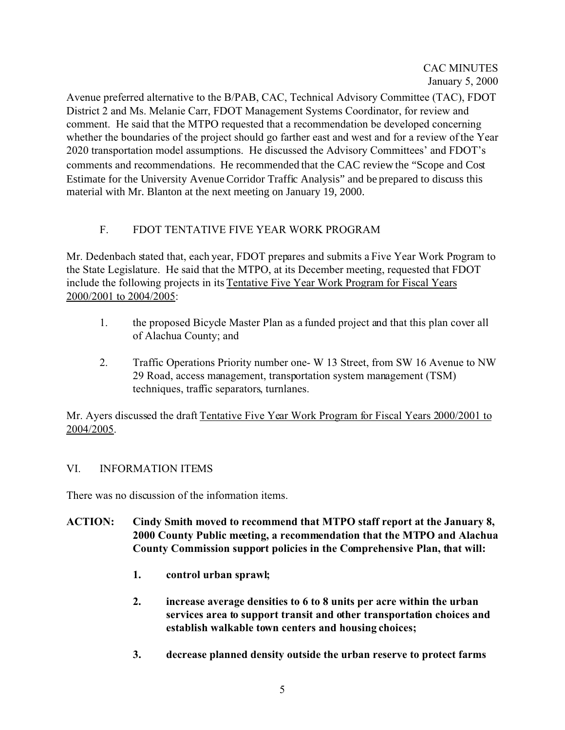Avenue preferred alternative to the B/PAB, CAC, Technical Advisory Committee (TAC), FDOT District 2 and Ms. Melanie Carr, FDOT Management Systems Coordinator, for review and comment. He said that the MTPO requested that a recommendation be developed concerning whether the boundaries of the project should go farther east and west and for a review of the Year 2020 transportation model assumptions. He discussed the Advisory Committees' and FDOT's comments and recommendations. He recommended that the CAC review the "Scope and Cost Estimate for the University Avenue Corridor Traffic Analysis" and be prepared to discuss this material with Mr. Blanton at the next meeting on January 19, 2000.

### F. FDOT TENTATIVE FIVE YEAR WORK PROGRAM

Mr. Dedenbach stated that, each year, FDOT prepares and submits a Five Year Work Program to the State Legislature. He said that the MTPO, at its December meeting, requested that FDOT include the following projects in its Tentative Five Year Work Program for Fiscal Years 2000/2001 to 2004/2005:

1. the proposed Bicycle Master Plan as a funded project and that this plan cover all of Alachua County; and

2. Traffic Operations Priority number one- W 13 Street, from SW 16 Avenue to NW 29 Road, access management, transportation system management (TSM) techniques, traffic separators, turnlanes.

Mr. Ayers discussed the draft Tentative Five Year Work Program for Fiscal Years 2000/2001 to 2004/2005.

## VI. INFORMATION ITEMS

There was no discussion of the information items.

**ACTION: Cindy Smith moved to recommend that MTPO staff report at the January 8, 2000 County Public meeting, a recommendation that the MTPO and Alachua County Commission support policies in the Comprehensive Plan, that will:**

1. **control urban sprawl;**

2. **increase average densities to 6 to 8 units per acre within the urban services area to support transit and other transportation choices and establish walkable town centers and housing choices;**

3. **decrease planned density outside the urban reserve to protect farms**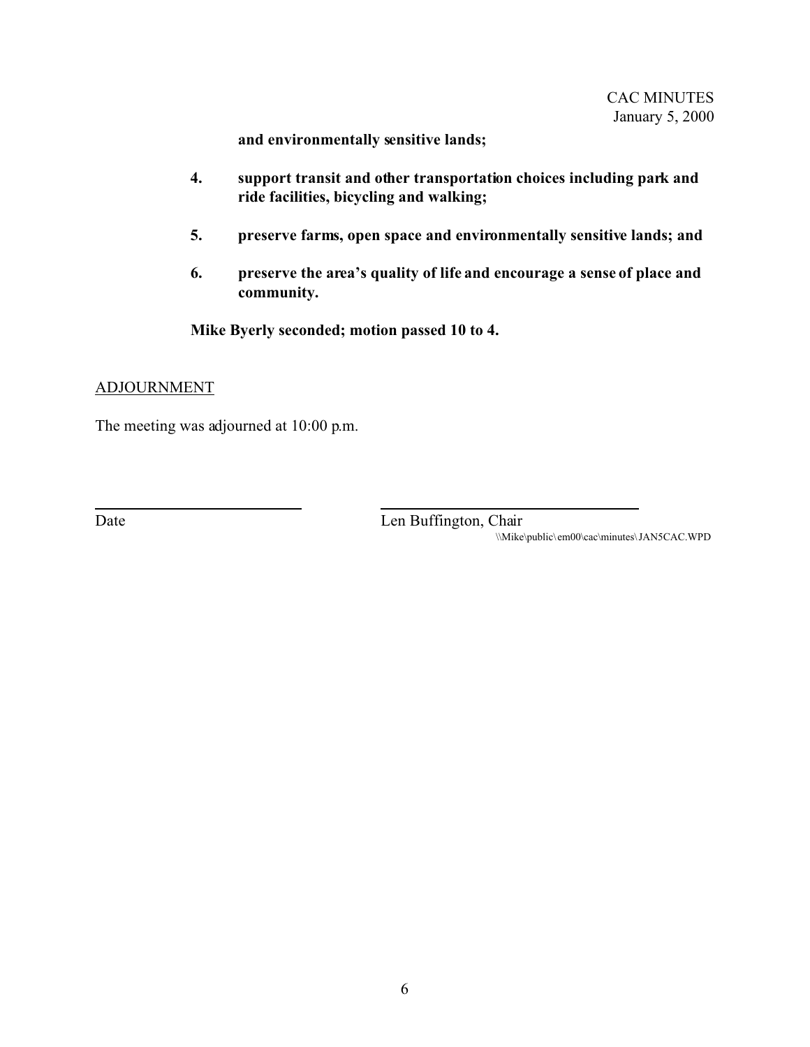**and environmentally sensitive lands;**

4. **support transit and other transportation choices including park and ride facilities, bicycling and walking;**

5. **preserve farms, open space and environmentally sensitive lands; and**

6. **preserve the area's quality of life and encourage a sense of place and community.**

**Mike Byerly seconded; motion passed 10 to 4.**

ADJOURNMENT

The meeting was adjourned at 10:00 p.m.

Date

Len Buffington, Chair

\\Mike\public\em00\cac\minutes\JAN5CAC.WPD